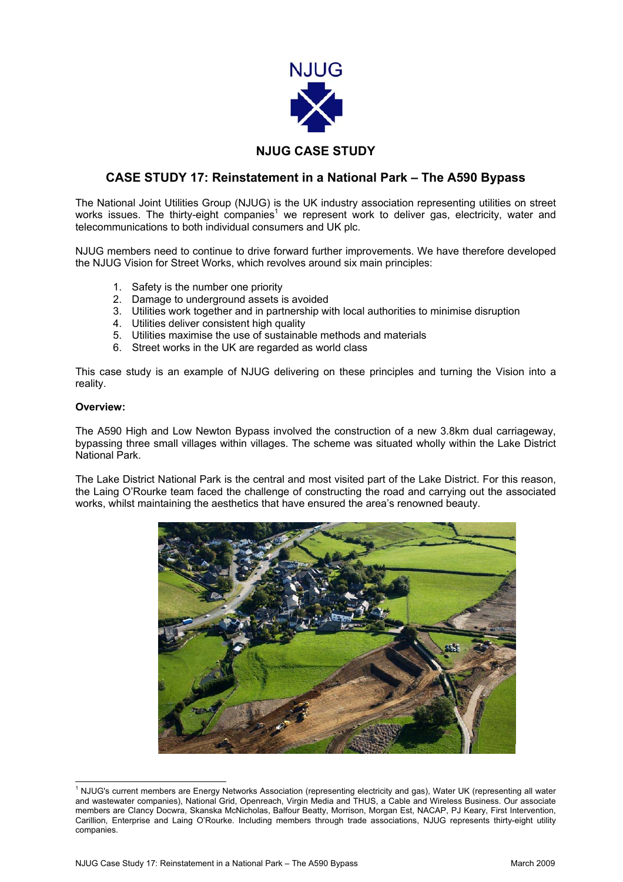NJUG

# NJUG CASE STUDY

## CASE STUDY 17: Reinstatement in a National Park – The A590 Bypass

The National Joint Utilities Group (NJUG) is the UK industry association representing utilities on street works issues. The thirty-eight companies[1] we represent work to deliver gas, electricity, water and telecommunications to both individual consumers and UK plc.

NJUG members need to continue to drive forward further improvements. We have therefore developed the NJUG Vision for Street Works, which revolves around six main principles:

1. Safety is the number one priority
2. Damage to underground assets is avoided
3. Utilities work together and in partnership with local authorities to minimise disruption
4. Utilities deliver consistent high quality
5. Utilities maximise the use of sustainable methods and materials
6. Street works in the UK are regarded as world class

This case study is an example of NJUG delivering on these principles and turning the Vision into a reality.

**Overview:**

The A590 High and Low Newton Bypass involved the construction of a new 3.8km dual carriageway, bypassing three small villages within villages. The scheme was situated wholly within the Lake District National Park.

The Lake District National Park is the central and most visited part of the Lake District. For this reason, the Laing O'Rourke team faced the challenge of constructing the road and carrying out the associated works, whilst maintaining the aesthetics that have ensured the area's renowned beauty.

[1] NJUG's current members are Energy Networks Association (representing electricity and gas), Water UK (representing all water and wastewater companies), National Grid, Openreach, Virgin Media and THUS, a Cable and Wireless Business. Our associate members are Clancy Docwra, Skanska McNicholas, Balfour Beatty, Morrison, Morgan Est, NACAP, PJ Keary, First Intervention, Carillion, Enterprise and Laing O'Rourke. Including members through trade associations, NJUG represents thirty-eight utility companies.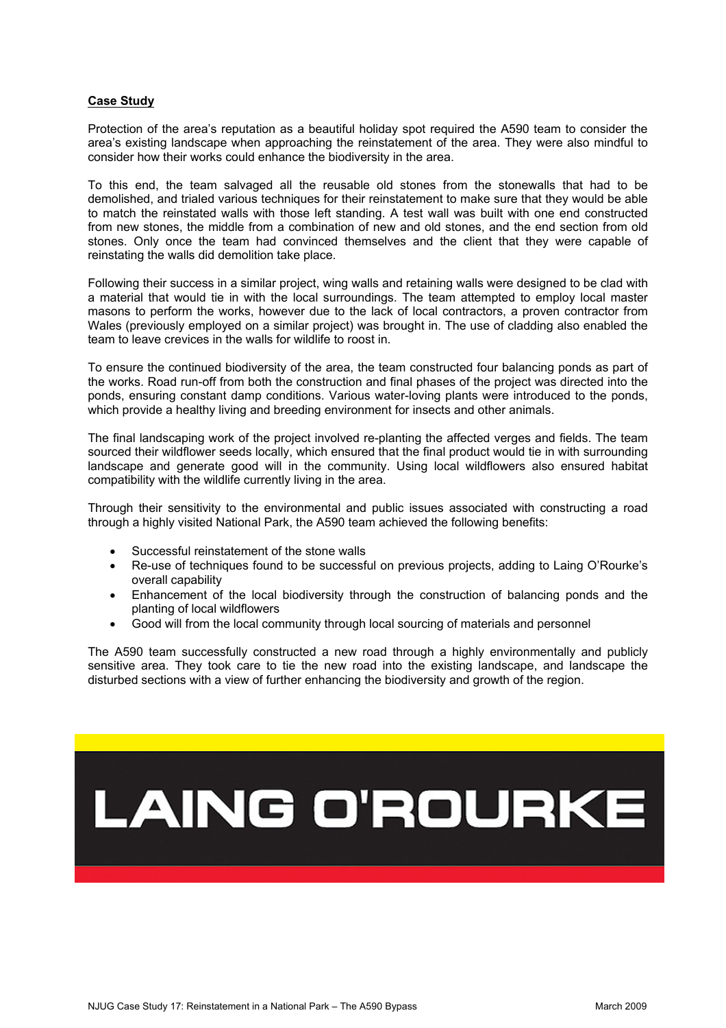**Case Study**

Protection of the area's reputation as a beautiful holiday spot required the A590 team to consider the area's existing landscape when approaching the reinstatement of the area. They were also mindful to consider how their works could enhance the biodiversity in the area.

To this end, the team salvaged all the reusable old stones from the stonewalls that had to be demolished, and trialed various techniques for their reinstatement to make sure that they would be able to match the reinstated walls with those left standing. A test wall was built with one end constructed from new stones, the middle from a combination of new and old stones, and the end section from old stones. Only once the team had convinced themselves and the client that they were capable of reinstating the walls did demolition take place.

Following their success in a similar project, wing walls and retaining walls were designed to be clad with a material that would tie in with the local surroundings. The team attempted to employ local master masons to perform the works, however due to the lack of local contractors, a proven contractor from Wales (previously employed on a similar project) was brought in. The use of cladding also enabled the team to leave crevices in the walls for wildlife to roost in.

To ensure the continued biodiversity of the area, the team constructed four balancing ponds as part of the works. Road run-off from both the construction and final phases of the project was directed into the ponds, ensuring constant damp conditions. Various water-loving plants were introduced to the ponds, which provide a healthy living and breeding environment for insects and other animals.

The final landscaping work of the project involved re-planting the affected verges and fields. The team sourced their wildflower seeds locally, which ensured that the final product would tie in with surrounding landscape and generate good will in the community. Using local wildflowers also ensured habitat compatibility with the wildlife currently living in the area.

Through their sensitivity to the environmental and public issues associated with constructing a road through a highly visited National Park, the A590 team achieved the following benefits:

- Successful reinstatement of the stone walls
- Re-use of techniques found to be successful on previous projects, adding to Laing O'Rourke's overall capability
- Enhancement of the local biodiversity through the construction of balancing ponds and the planting of local wildflowers
- Good will from the local community through local sourcing of materials and personnel

The A590 team successfully constructed a new road through a highly environmentally and publicly sensitive area. They took care to tie the new road into the existing landscape, and landscape the disturbed sections with a view of further enhancing the biodiversity and growth of the region.

LAING O'ROURKE